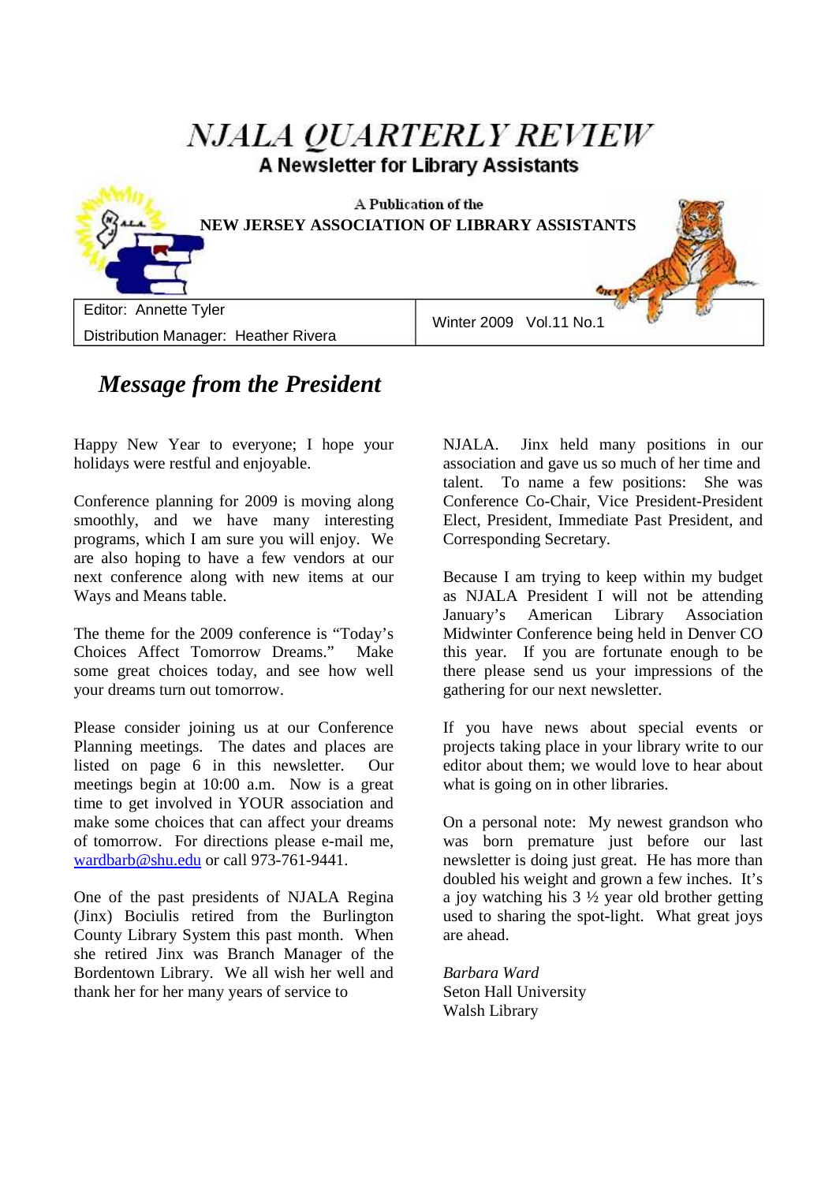# NJALA QUARTERLY REVIEW

**A Newsletter for Library Assistants**

A Publication of the

**NEW JERSEY ASSOCIATION OF LIBRARY ASSISTANTS**

| Editor: Annette Tyler<br>Distribution Manager: Heather Rivera | Winter 2009 Vol.11 No.1 |
|---|---|

## *Message from the President*

Happy New Year to everyone; I hope your holidays were restful and enjoyable.

Conference planning for 2009 is moving along smoothly, and we have many interesting programs, which I am sure you will enjoy. We are also hoping to have a few vendors at our next conference along with new items at our Ways and Means table.

The theme for the 2009 conference is "Today's Choices Affect Tomorrow Dreams." Make some great choices today, and see how well your dreams turn out tomorrow.

Please consider joining us at our Conference Planning meetings. The dates and places are listed on page 6 in this newsletter. Our meetings begin at 10:00 a.m. Now is a great time to get involved in YOUR association and make some choices that can affect your dreams of tomorrow. For directions please e-mail me, wardbarb@shu.edu or call 973-761-9441.

One of the past presidents of NJALA Regina (Jinx) Bociulis retired from the Burlington County Library System this past month. When she retired Jinx was Branch Manager of the Bordentown Library. We all wish her well and thank her for her many years of service to NJALA. Jinx held many positions in our association and gave us so much of her time and talent. To name a few positions: She was Conference Co-Chair, Vice President-President Elect, President, Immediate Past President, and Corresponding Secretary.

Because I am trying to keep within my budget as NJALA President I will not be attending January's American Library Association Midwinter Conference being held in Denver CO this year. If you are fortunate enough to be there please send us your impressions of the gathering for our next newsletter.

If you have news about special events or projects taking place in your library write to our editor about them; we would love to hear about what is going on in other libraries.

On a personal note: My newest grandson who was born premature just before our last newsletter is doing just great. He has more than doubled his weight and grown a few inches. It's a joy watching his 3 ½ year old brother getting used to sharing the spot-light. What great joys are ahead.

*Barbara Ward*
Seton Hall University
Walsh Library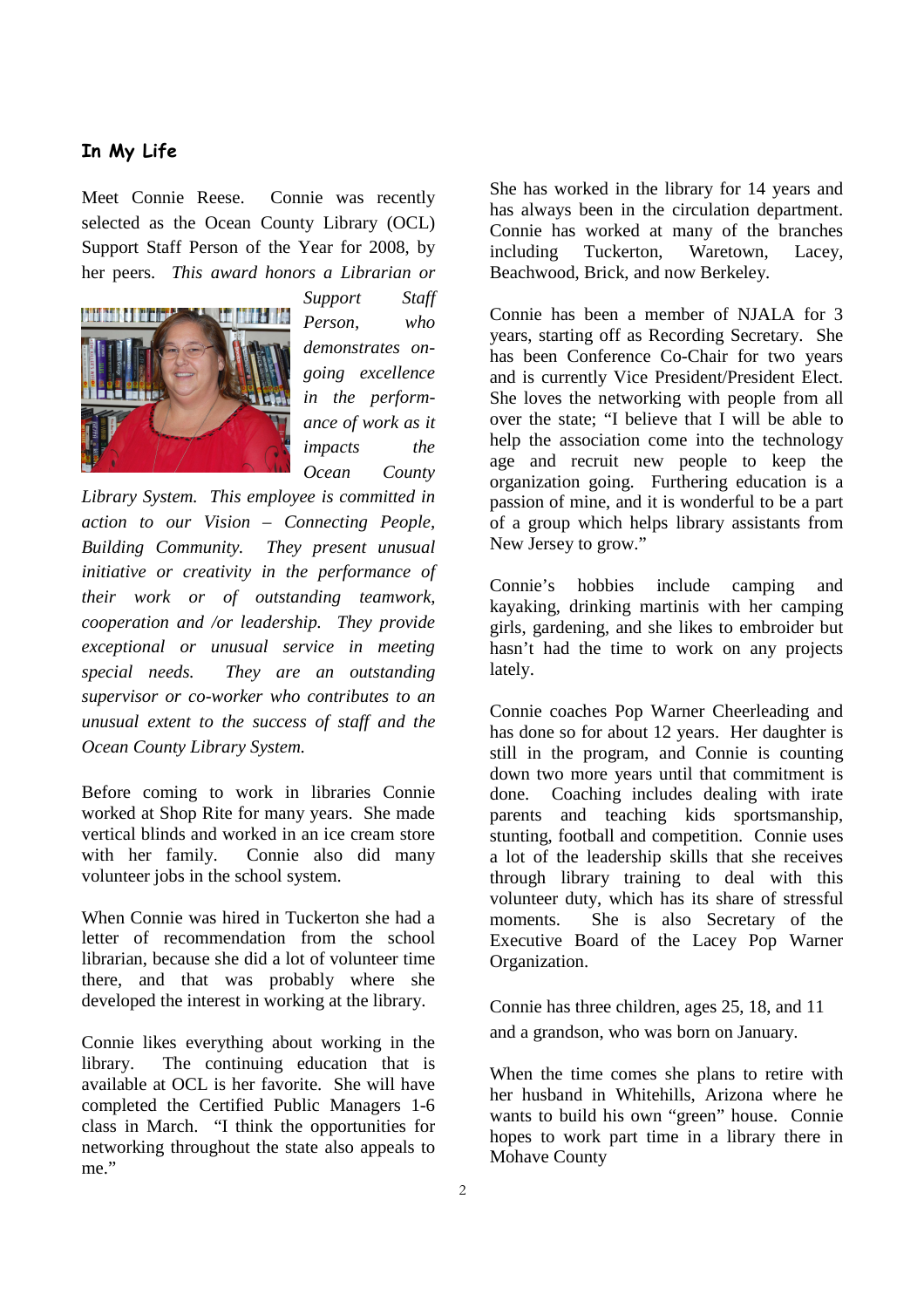## In My Life

Meet Connie Reese. Connie was recently selected as the Ocean County Library (OCL) Support Staff Person of the Year for 2008, by her peers. *This award honors a Librarian or Support Staff Person, who demonstrates on-going excellence in the perform-ance of work as it impacts the Ocean County Library System. This employee is committed in action to our Vision – Connecting People, Building Community. They present unusual initiative or creativity in the performance of their work or of outstanding teamwork, cooperation and /or leadership. They provide exceptional or unusual service in meeting special needs. They are an outstanding supervisor or co-worker who contributes to an unusual extent to the success of staff and the Ocean County Library System.*

Before coming to work in libraries Connie worked at Shop Rite for many years. She made vertical blinds and worked in an ice cream store with her family. Connie also did many volunteer jobs in the school system.

When Connie was hired in Tuckerton she had a letter of recommendation from the school librarian, because she did a lot of volunteer time there, and that was probably where she developed the interest in working at the library.

Connie likes everything about working in the library. The continuing education that is available at OCL is her favorite. She will have completed the Certified Public Managers 1-6 class in March. "I think the opportunities for networking throughout the state also appeals to me."

She has worked in the library for 14 years and has always been in the circulation department. Connie has worked at many of the branches including Tuckerton, Waretown, Lacey, Beachwood, Brick, and now Berkeley.

Connie has been a member of NJALA for 3 years, starting off as Recording Secretary. She has been Conference Co-Chair for two years and is currently Vice President/President Elect. She loves the networking with people from all over the state; "I believe that I will be able to help the association come into the technology age and recruit new people to keep the organization going. Furthering education is a passion of mine, and it is wonderful to be a part of a group which helps library assistants from New Jersey to grow."

Connie's hobbies include camping and kayaking, drinking martinis with her camping girls, gardening, and she likes to embroider but hasn't had the time to work on any projects lately.

Connie coaches Pop Warner Cheerleading and has done so for about 12 years. Her daughter is still in the program, and Connie is counting down two more years until that commitment is done. Coaching includes dealing with irate parents and teaching kids sportsmanship, stunting, football and competition. Connie uses a lot of the leadership skills that she receives through library training to deal with this volunteer duty, which has its share of stressful moments. She is also Secretary of the Executive Board of the Lacey Pop Warner Organization.

Connie has three children, ages 25, 18, and 11 and a grandson, who was born on January.

When the time comes she plans to retire with her husband in Whitehills, Arizona where he wants to build his own "green" house. Connie hopes to work part time in a library there in Mohave County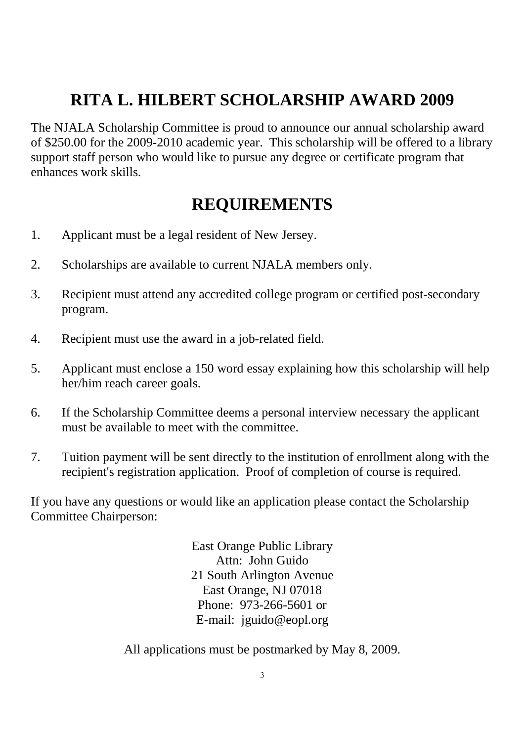# RITA L. HILBERT SCHOLARSHIP AWARD 2009

The NJALA Scholarship Committee is proud to announce our annual scholarship award of $250.00 for the 2009-2010 academic year. This scholarship will be offered to a library support staff person who would like to pursue any degree or certificate program that enhances work skills.

## REQUIREMENTS

1. Applicant must be a legal resident of New Jersey.
2. Scholarships are available to current NJALA members only.
3. Recipient must attend any accredited college program or certified post-secondary program.
4. Recipient must use the award in a job-related field.
5. Applicant must enclose a 150 word essay explaining how this scholarship will help her/him reach career goals.
6. If the Scholarship Committee deems a personal interview necessary the applicant must be available to meet with the committee.
7. Tuition payment will be sent directly to the institution of enrollment along with the recipient's registration application. Proof of completion of course is required.

If you have any questions or would like an application please contact the Scholarship Committee Chairperson:

East Orange Public Library
Attn: John Guido
21 South Arlington Avenue
East Orange, NJ 07018
Phone: 973-266-5601 or
E-mail: jguido@eopl.org

All applications must be postmarked by May 8, 2009.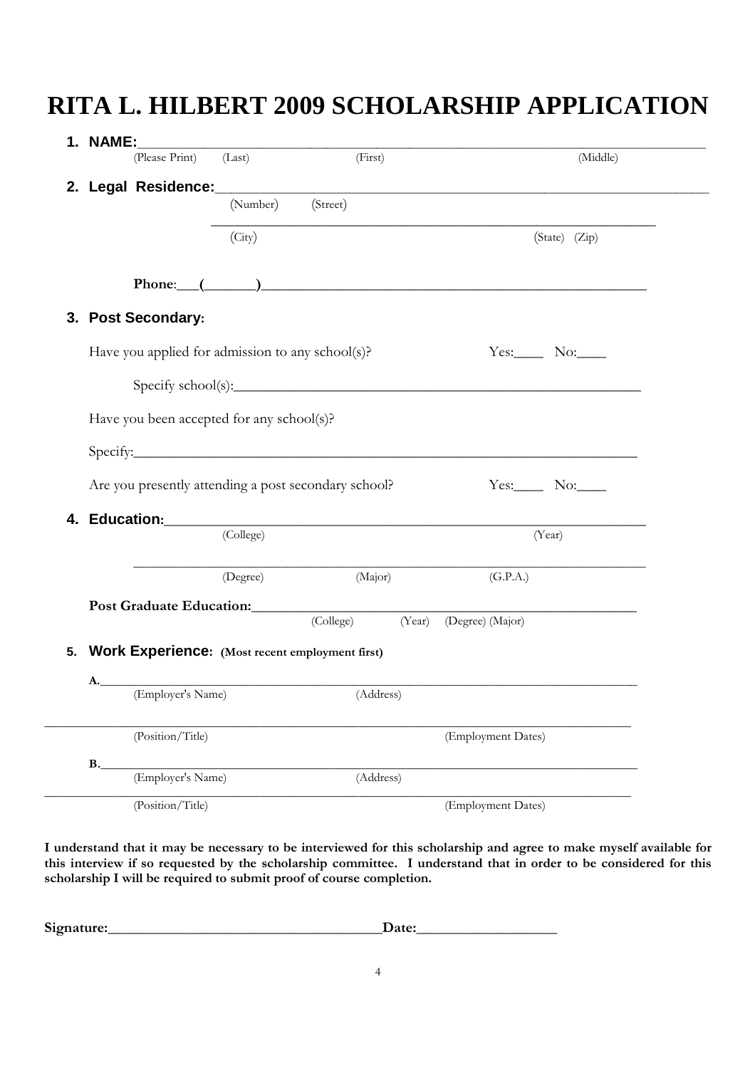# RITA L. HILBERT 2009 SCHOLARSHIP APPLICATION

1. **NAME:**\_\_\_\_\_\_\_\_\_\_\_\_\_\_\_\_\_\_\_\_\_\_\_\_\_\_\_\_\_\_\_\_\_\_\_\_\_\_\_\_\_\_\_\_\_\_\_\_\_\_\_\_\_\_\_\_\_\_\_\_\_\_\_\_
   (Please Print) (Last) (First) (Middle)

2. **Legal Residence:**\_\_\_\_\_\_\_\_\_\_\_\_\_\_\_\_\_\_\_\_\_\_\_\_\_\_\_\_\_\_\_\_\_\_\_\_\_\_\_\_\_\_\_\_\_\_\_\_\_\_\_\_\_\_
   (Number) (Street)

   \_\_\_\_\_\_\_\_\_\_\_\_\_\_\_\_\_\_\_\_\_\_\_\_\_\_\_\_\_\_\_\_\_\_\_\_\_\_\_\_\_\_\_\_\_\_\_\_\_\_\_\_\_\_
   (City) (State) (Zip)

   **Phone**:\_\_\_(\_\_\_\_\_\_\_)\_\_\_\_\_\_\_\_\_\_\_\_\_\_\_\_\_\_\_\_\_\_\_\_\_\_\_\_\_\_\_\_\_\_\_\_\_\_\_\_\_\_\_\_

3. **Post Secondary:**

   Have you applied for admission to any school(s)? Yes:\_\_\_\_ No:\_\_\_\_

   Specify school(s):\_\_\_\_\_\_\_\_\_\_\_\_\_\_\_\_\_\_\_\_\_\_\_\_\_\_\_\_\_\_\_\_\_\_\_\_\_\_\_\_\_\_\_\_\_\_

   Have you been accepted for any school(s)?

   Specify:\_\_\_\_\_\_\_\_\_\_\_\_\_\_\_\_\_\_\_\_\_\_\_\_\_\_\_\_\_\_\_\_\_\_\_\_\_\_\_\_\_\_\_\_\_\_\_\_\_\_\_\_\_\_

   Are you presently attending a post secondary school? Yes:\_\_\_\_ No:\_\_\_\_

4. **Education:**\_\_\_\_\_\_\_\_\_\_\_\_\_\_\_\_\_\_\_\_\_\_\_\_\_\_\_\_\_\_\_\_\_\_\_\_\_\_\_\_\_\_\_\_\_\_\_\_\_\_\_\_
   (College) (Year)

   \_\_\_\_\_\_\_\_\_\_\_\_\_\_\_\_\_\_\_\_\_\_\_\_\_\_\_\_\_\_\_\_\_\_\_\_\_\_\_\_\_\_\_\_\_\_\_\_\_\_\_\_\_\_
   (Degree) (Major) (G.P.A.)

   **Post Graduate Education:**\_\_\_\_\_\_\_\_\_\_\_\_\_\_\_\_\_\_\_\_\_\_\_\_\_\_\_\_\_\_\_\_\_\_\_\_\_\_\_\_
   (College) (Year) (Degree) (Major)

5. **Work Experience: (Most recent employment first)**

   **A.**\_\_\_\_\_\_\_\_\_\_\_\_\_\_\_\_\_\_\_\_\_\_\_\_\_\_\_\_\_\_\_\_\_\_\_\_\_\_\_\_\_\_\_\_\_\_\_\_\_\_\_\_\_\_\_\_\_\_
   (Employer's Name) (Address)

   \_\_\_\_\_\_\_\_\_\_\_\_\_\_\_\_\_\_\_\_\_\_\_\_\_\_\_\_\_\_\_\_\_\_\_\_\_\_\_\_\_\_\_\_\_\_\_\_\_\_\_\_\_\_\_\_\_\_
   (Position/Title) (Employment Dates)

   **B.**\_\_\_\_\_\_\_\_\_\_\_\_\_\_\_\_\_\_\_\_\_\_\_\_\_\_\_\_\_\_\_\_\_\_\_\_\_\_\_\_\_\_\_\_\_\_\_\_\_\_\_\_\_\_\_\_\_\_
   (Employer's Name) (Address)

   \_\_\_\_\_\_\_\_\_\_\_\_\_\_\_\_\_\_\_\_\_\_\_\_\_\_\_\_\_\_\_\_\_\_\_\_\_\_\_\_\_\_\_\_\_\_\_\_\_\_\_\_\_\_\_\_\_\_
   (Position/Title) (Employment Dates)

**I understand that it may be necessary to be interviewed for this scholarship and agree to make myself available for this interview if so requested by the scholarship committee. I understand that in order to be considered for this scholarship I will be required to submit proof of course completion.**

**Signature:**\_\_\_\_\_\_\_\_\_\_\_\_\_\_\_\_\_\_\_\_\_\_\_\_\_\_\_\_\_\_\_\_\_\_\_\_\_\_**Date:**\_\_\_\_\_\_\_\_\_\_\_\_\_\_\_\_\_\_\_\_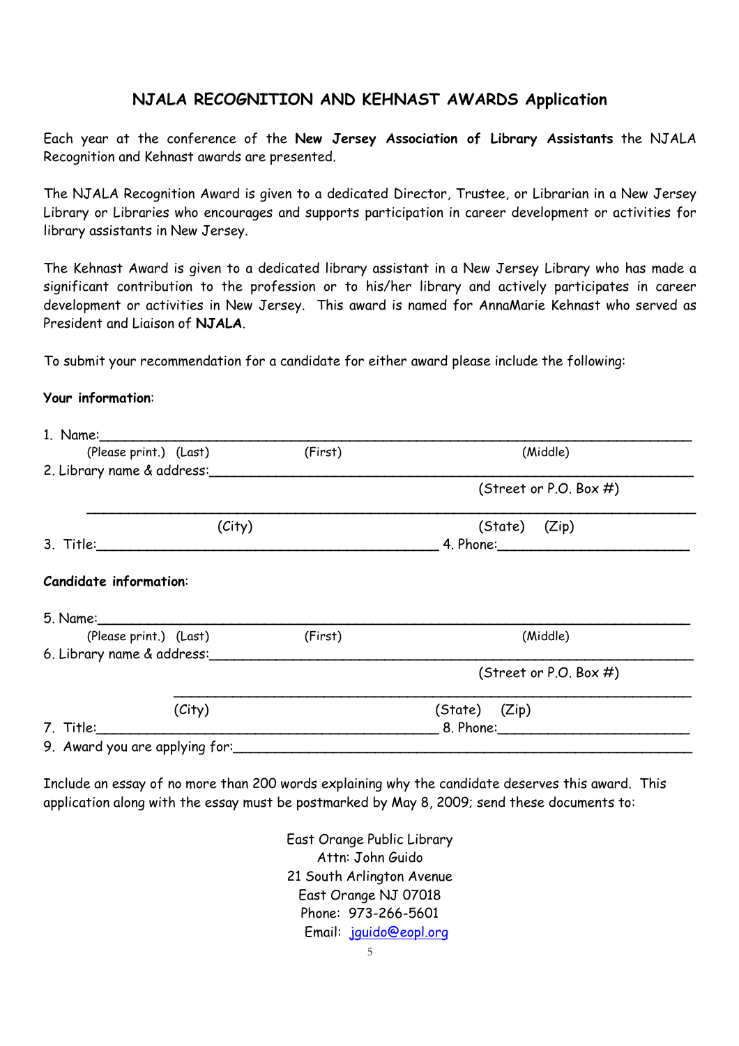## NJALA RECOGNITION AND KEHNAST AWARDS Application

Each year at the conference of the **New Jersey Association of Library Assistants** the NJALA Recognition and Kehnast awards are presented.

The NJALA Recognition Award is given to a dedicated Director, Trustee, or Librarian in a New Jersey Library or Libraries who encourages and supports participation in career development or activities for library assistants in New Jersey.

The Kehnast Award is given to a dedicated library assistant in a New Jersey Library who has made a significant contribution to the profession or to his/her library and actively participates in career development or activities in New Jersey. This award is named for AnnaMarie Kehnast who served as President and Liaison of **NJALA**.

To submit your recommendation for a candidate for either award please include the following:

**Your information**:

1. Name:____________________________________________________________
   (Please print.) (Last) (First) (Middle)
2. Library name & address:_______________________________________________
   (Street or P.O. Box #)
   ________________________________________________________________
   (City) (State) (Zip)
3. Title:_______________________________________ 4. Phone:___________________

**Candidate information**:

5. Name:____________________________________________________________
   (Please print.) (Last) (First) (Middle)
6. Library name & address:_______________________________________________
   (Street or P.O. Box #)
   ________________________________________________________________
   (City) (State) (Zip)
7. Title:_______________________________________ 8. Phone:___________________
9. Award you are applying for:_____________________________________________

Include an essay of no more than 200 words explaining why the candidate deserves this award. This application along with the essay must be postmarked by May 8, 2009; send these documents to:

East Orange Public Library
Attn: John Guido
21 South Arlington Avenue
East Orange NJ 07018
Phone: 973-266-5601
Email: jguido@eopl.org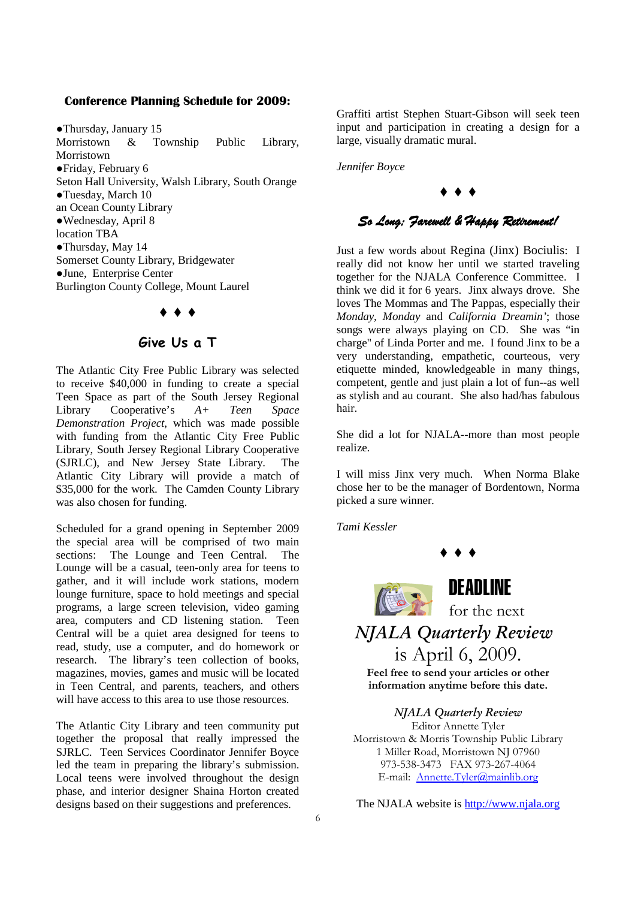### Conference Planning Schedule for 2009:

- Thursday, January 15
  Morristown & Township Public Library, Morristown
- Friday, February 6
  Seton Hall University, Walsh Library, South Orange
- Tuesday, March 10
  an Ocean County Library
- Wednesday, April 8
  location TBA
- Thursday, May 14
  Somerset County Library, Bridgewater
- June, Enterprise Center
  Burlington County College, Mount Laurel

♦ ♦ ♦

## Give Us a T

The Atlantic City Free Public Library was selected to receive $40,000 in funding to create a special Teen Space as part of the South Jersey Regional Library Cooperative's *A+ Teen Space Demonstration Project*, which was made possible with funding from the Atlantic City Free Public Library, South Jersey Regional Library Cooperative (SJRLC), and New Jersey State Library. The Atlantic City Library will provide a match of $35,000 for the work. The Camden County Library was also chosen for funding.

Scheduled for a grand opening in September 2009 the special area will be comprised of two main sections: The Lounge and Teen Central. The Lounge will be a casual, teen-only area for teens to gather, and it will include work stations, modern lounge furniture, space to hold meetings and special programs, a large screen television, video gaming area, computers and CD listening station. Teen Central will be a quiet area designed for teens to read, study, use a computer, and do homework or research. The library's teen collection of books, magazines, movies, games and music will be located in Teen Central, and parents, teachers, and others will have access to this area to use those resources.

The Atlantic City Library and teen community put together the proposal that really impressed the SJRLC. Teen Services Coordinator Jennifer Boyce led the team in preparing the library's submission. Local teens were involved throughout the design phase, and interior designer Shaina Horton created designs based on their suggestions and preferences. Graffiti artist Stephen Stuart-Gibson will seek teen input and participation in creating a design for a large, visually dramatic mural.

*Jennifer Boyce*

♦ ♦ ♦

## *So Long: Farewell & Happy Retirement!*

Just a few words about Regina (Jinx) Bociulis: I really did not know her until we started traveling together for the NJALA Conference Committee. I think we did it for 6 years. Jinx always drove. She loves The Mommas and The Pappas, especially their *Monday, Monday* and *California Dreamin'*; those songs were always playing on CD. She was "in charge" of Linda Porter and me. I found Jinx to be a very understanding, empathetic, courteous, very etiquette minded, knowledgeable in many things, competent, gentle and just plain a lot of fun--as well as stylish and au courant. She also had/has fabulous hair.

She did a lot for NJALA--more than most people realize.

I will miss Jinx very much. When Norma Blake chose her to be the manager of Bordentown, Norma picked a sure winner.

*Tami Kessler*

♦ ♦ ♦

**DEADLINE**

for the next

*NJALA Quarterly Review*

is April 6, 2009.

**Feel free to send your articles or other information anytime before this date.**

*NJALA Quarterly Review*
Editor Annette Tyler
Morristown & Morris Township Public Library
1 Miller Road, Morristown NJ 07960
973-538-3473 FAX 973-267-4064
E-mail: Annette.Tyler@mainlib.org

The NJALA website is http://www.njala.org